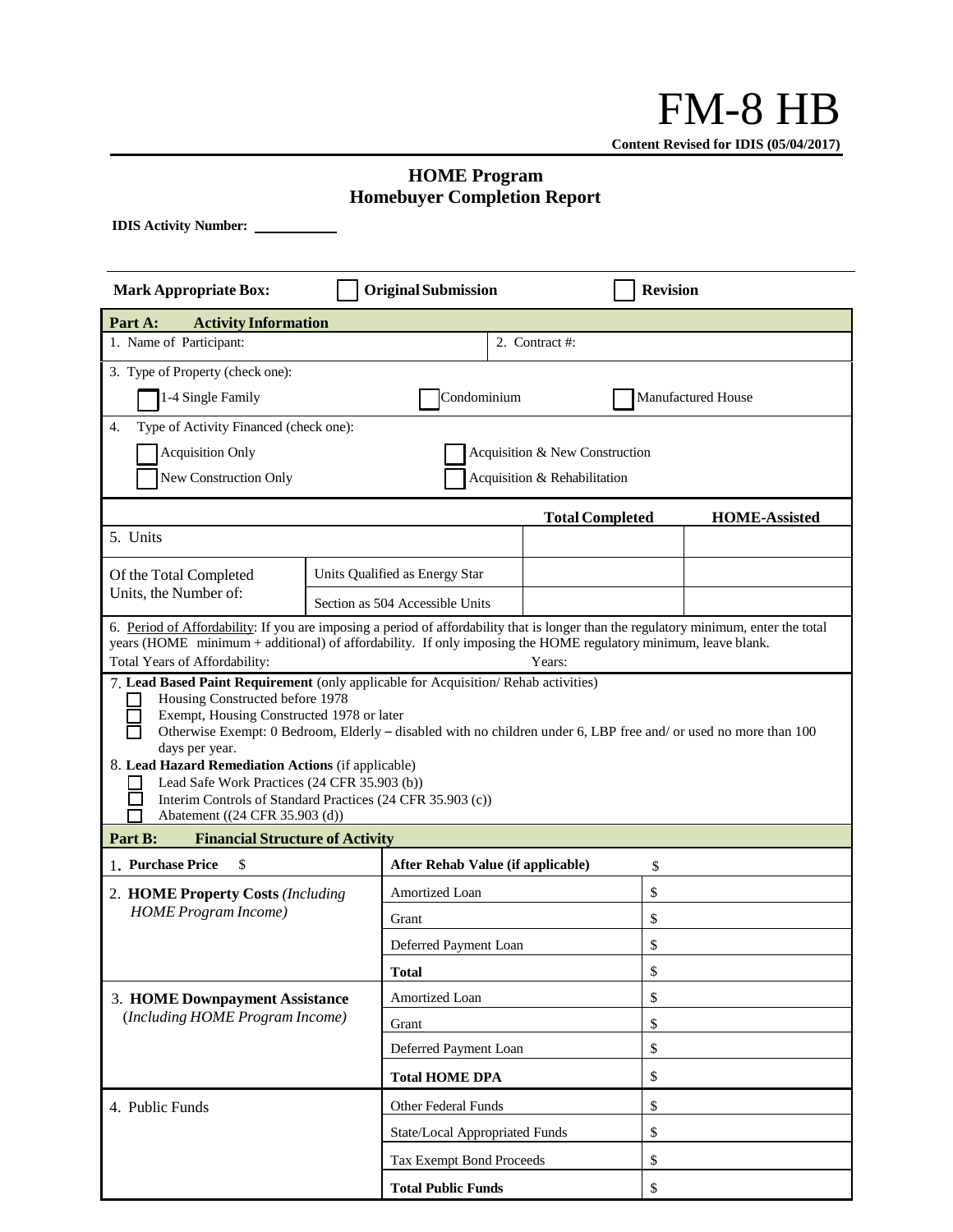# FM-8 HB

**Content Revised for IDIS (05/04/2017)**

## HOME Program
## Homebuyer Completion Report

**IDIS Activity Number:** ___________

**Mark Appropriate Box:** ☐ **Original Submission** ☐ **Revision**

### Part A: Activity Information

| | |
|---|---|
| 1. Name of Participant: | 2. Contract #: |

3. Type of Property (check one):

☐ 1-4 Single Family ☐ Condominium ☐ Manufactured House

4. Type of Activity Financed (check one):

☐ Acquisition Only ☐ Acquisition & New Construction
☐ New Construction Only ☐ Acquisition & Rehabilitation

| | | **Total Completed** | **HOME-Assisted** |
|---|---|---|---|
| 5. Units | | | |
| Of the Total Completed Units, the Number of: | Units Qualified as Energy Star | | |
| | Section as 504 Accessible Units | | |

6. Period of Affordability: If you are imposing a period of affordability that is longer than the regulatory minimum, enter the total years (HOME minimum + additional) of affordability. If only imposing the HOME regulatory minimum, leave blank.

Total Years of Affordability: Years:

7. **Lead Based Paint Requirement** (only applicable for Acquisition/ Rehab activities)

☐ Housing Constructed before 1978
☐ Exempt, Housing Constructed 1978 or later
☐ Otherwise Exempt: 0 Bedroom, Elderly – disabled with no children under 6, LBP free and/ or used no more than 100 days per year.

8. **Lead Hazard Remediation Actions** (if applicable)

☐ Lead Safe Work Practices (24 CFR 35.903 (b))
☐ Interim Controls of Standard Practices (24 CFR 35.903 (c))
☐ Abatement ((24 CFR 35.903 (d))

### Part B: Financial Structure of Activity

| | | |
|---|---|---|
| 1. **Purchase Price** $ | **After Rehab Value (if applicable)** | $ |
| 2. **HOME Property Costs** *(Including HOME Program Income)* | Amortized Loan | $ |
| | Grant | $ |
| | Deferred Payment Loan | $ |
| | **Total** | $ |
| 3. **HOME Downpayment Assistance** *(Including HOME Program Income)* | Amortized Loan | $ |
| | Grant | $ |
| | Deferred Payment Loan | $ |
| | **Total HOME DPA** | $ |
| 4. Public Funds | Other Federal Funds | $ |
| | State/Local Appropriated Funds | $ |
| | Tax Exempt Bond Proceeds | $ |
| | **Total Public Funds** | $ |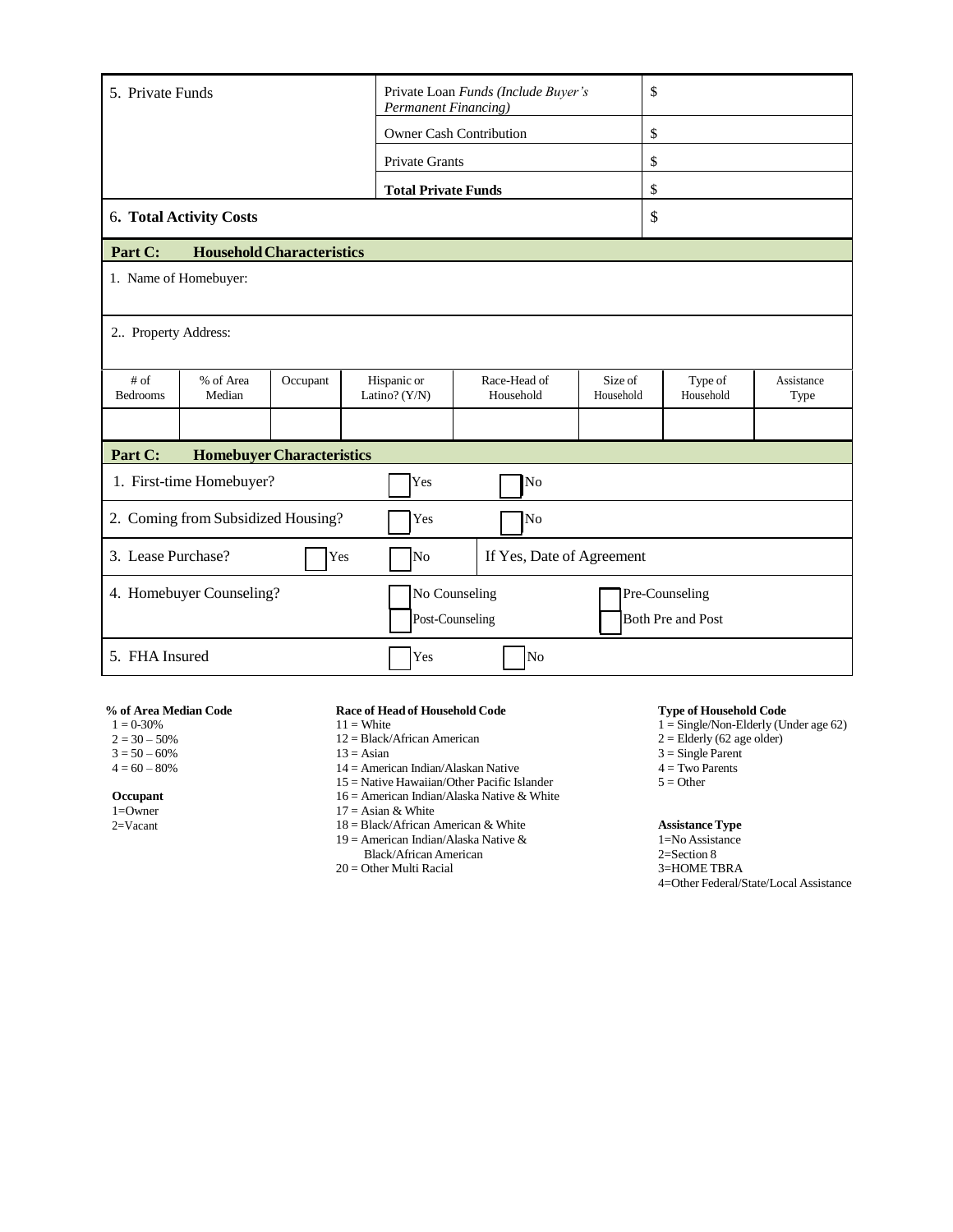| | | |
|---|---|---|
| 5. Private Funds | Private Loan *Funds (Include Buyer's Permanent Financing)* | $ |
| | Owner Cash Contribution | $ |
| | Private Grants | $ |
| | **Total Private Funds** | $ |
| 6. **Total Activity Costs** | | $ |

## Part C: Household Characteristics

1. Name of Homebuyer:

2.. Property Address:

| # of Bedrooms | % of Area Median | Occupant | Hispanic or Latino? (Y/N) | Race-Head of Household | Size of Household | Type of Household | Assistance Type |
|---|---|---|---|---|---|---|---|
| | | | | | | | |

## Part C: Homebuyer Characteristics

1. First-time Homebuyer? ☐ Yes ☐ No

2. Coming from Subsidized Housing? ☐ Yes ☐ No

3. Lease Purchase? ☐ Yes ☐ No If Yes, Date of Agreement

4. Homebuyer Counseling? ☐ No Counseling ☐ Pre-Counseling ☐ Post-Counseling ☐ Both Pre and Post

5. FHA Insured ☐ Yes ☐ No

**% of Area Median Code**
1 = 0-30%
2 = 30 – 50%
3 = 50 – 60%
4 = 60 – 80%

**Occupant**
1=Owner
2=Vacant

**Race of Head of Household Code**
11 = White
12 = Black/African American
13 = Asian
14 = American Indian/Alaskan Native
15 = Native Hawaiian/Other Pacific Islander
16 = American Indian/Alaska Native & White
17 = Asian & White
18 = Black/African American & White
19 = American Indian/Alaska Native & Black/African American
20 = Other Multi Racial

**Type of Household Code**
1 = Single/Non-Elderly (Under age 62)
2 = Elderly (62 age older)
3 = Single Parent
4 = Two Parents
5 = Other

**Assistance Type**
1=No Assistance
2=Section 8
3=HOME TBRA
4=Other Federal/State/Local Assistance